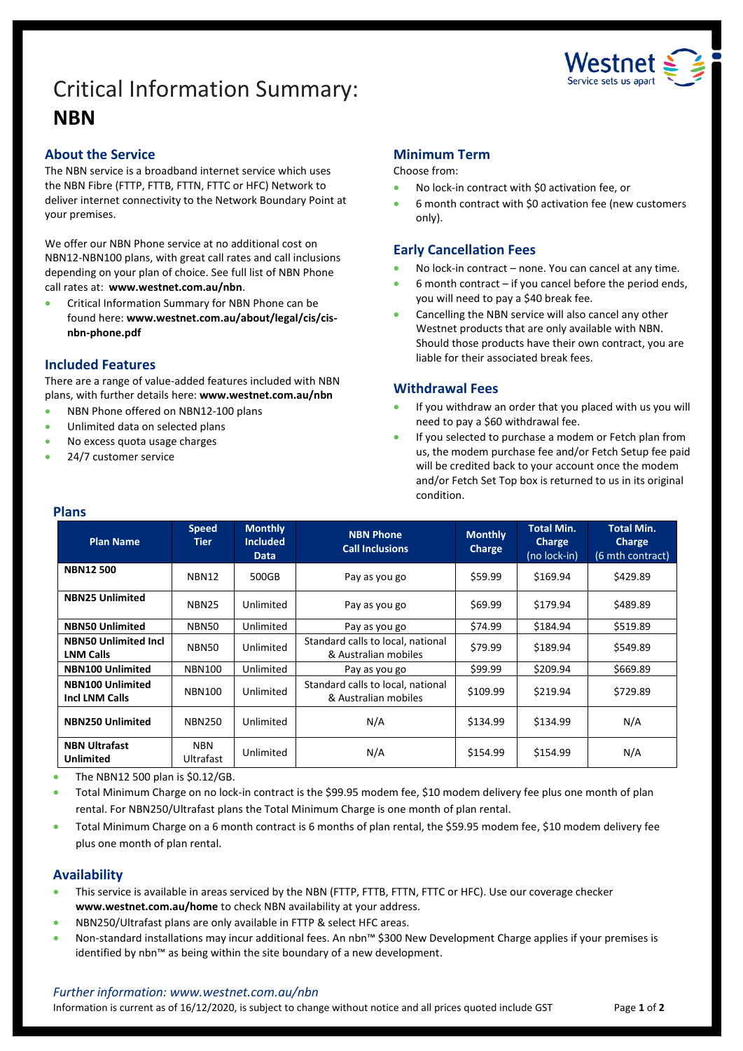# Critical Information Summary: **NBN**

## About the Service

The NBN service is a broadband internet service which uses the NBN Fibre (FTTP, FTTB, FTTN, FTTC or HFC) Network to deliver internet connectivity to the Network Boundary Point at your premises.

We offer our NBN Phone service at no additional cost on NBN12-NBN100 plans, with great call rates and call inclusions depending on your plan of choice. See full list of NBN Phone call rates at: **www.westnet.com.au/nbn**.

- Critical Information Summary for NBN Phone can be found here: **www.westnet.com.au/about/legal/cis/cis-nbn-phone.pdf**

## Included Features

There are a range of value-added features included with NBN plans, with further details here: **www.westnet.com.au/nbn**

- NBN Phone offered on NBN12-100 plans
- Unlimited data on selected plans
- No excess quota usage charges
- 24/7 customer service

## Minimum Term

Choose from:

- No lock-in contract with $0 activation fee, or
- 6 month contract with $0 activation fee (new customers only).

## Early Cancellation Fees

- No lock-in contract – none. You can cancel at any time.
- 6 month contract – if you cancel before the period ends, you will need to pay a $40 break fee.
- Cancelling the NBN service will also cancel any other Westnet products that are only available with NBN. Should those products have their own contract, you are liable for their associated break fees.

## Withdrawal Fees

- If you withdraw an order that you placed with us you will need to pay a $60 withdrawal fee.
- If you selected to purchase a modem or Fetch plan from us, the modem purchase fee and/or Fetch Setup fee paid will be credited back to your account once the modem and/or Fetch Set Top box is returned to us in its original condition.

## Plans

| Plan Name | Speed Tier | Monthly Included Data | NBN Phone Call Inclusions | Monthly Charge | Total Min. Charge (no lock-in) | Total Min. Charge (6 mth contract) |
|---|---|---|---|---|---|---|
| **NBN12 500** | NBN12 | 500GB | Pay as you go | $59.99 | $169.94 | $429.89 |
| **NBN25 Unlimited** | NBN25 | Unlimited | Pay as you go | $69.99 | $179.94 | $489.89 |
| **NBN50 Unlimited** | NBN50 | Unlimited | Pay as you go | $74.99 | $184.94 | $519.89 |
| **NBN50 Unlimited Incl LNM Calls** | NBN50 | Unlimited | Standard calls to local, national & Australian mobiles | $79.99 | $189.94 | $549.89 |
| **NBN100 Unlimited** | NBN100 | Unlimited | Pay as you go | $99.99 | $209.94 | $669.89 |
| **NBN100 Unlimited Incl LNM Calls** | NBN100 | Unlimited | Standard calls to local, national & Australian mobiles | $109.99 | $219.94 | $729.89 |
| **NBN250 Unlimited** | NBN250 | Unlimited | N/A | $134.99 | $134.99 | N/A |
| **NBN Ultrafast Unlimited** | NBN Ultrafast | Unlimited | N/A | $154.99 | $154.99 | N/A |

- The NBN12 500 plan is $0.12/GB.
- Total Minimum Charge on no lock-in contract is the $99.95 modem fee, $10 modem delivery fee plus one month of plan rental. For NBN250/Ultrafast plans the Total Minimum Charge is one month of plan rental.
- Total Minimum Charge on a 6 month contract is 6 months of plan rental, the $59.95 modem fee, $10 modem delivery fee plus one month of plan rental.

## Availability

- This service is available in areas serviced by the NBN (FTTP, FTTB, FTTN, FTTC or HFC). Use our coverage checker **www.westnet.com.au/home** to check NBN availability at your address.
- NBN250/Ultrafast plans are only available in FTTP & select HFC areas.
- Non-standard installations may incur additional fees. An nbn™ $300 New Development Charge applies if your premises is identified by nbn™ as being within the site boundary of a new development.

*Further information: www.westnet.com.au/nbn*

Information is current as of 16/12/2020, is subject to change without notice and all prices quoted include GST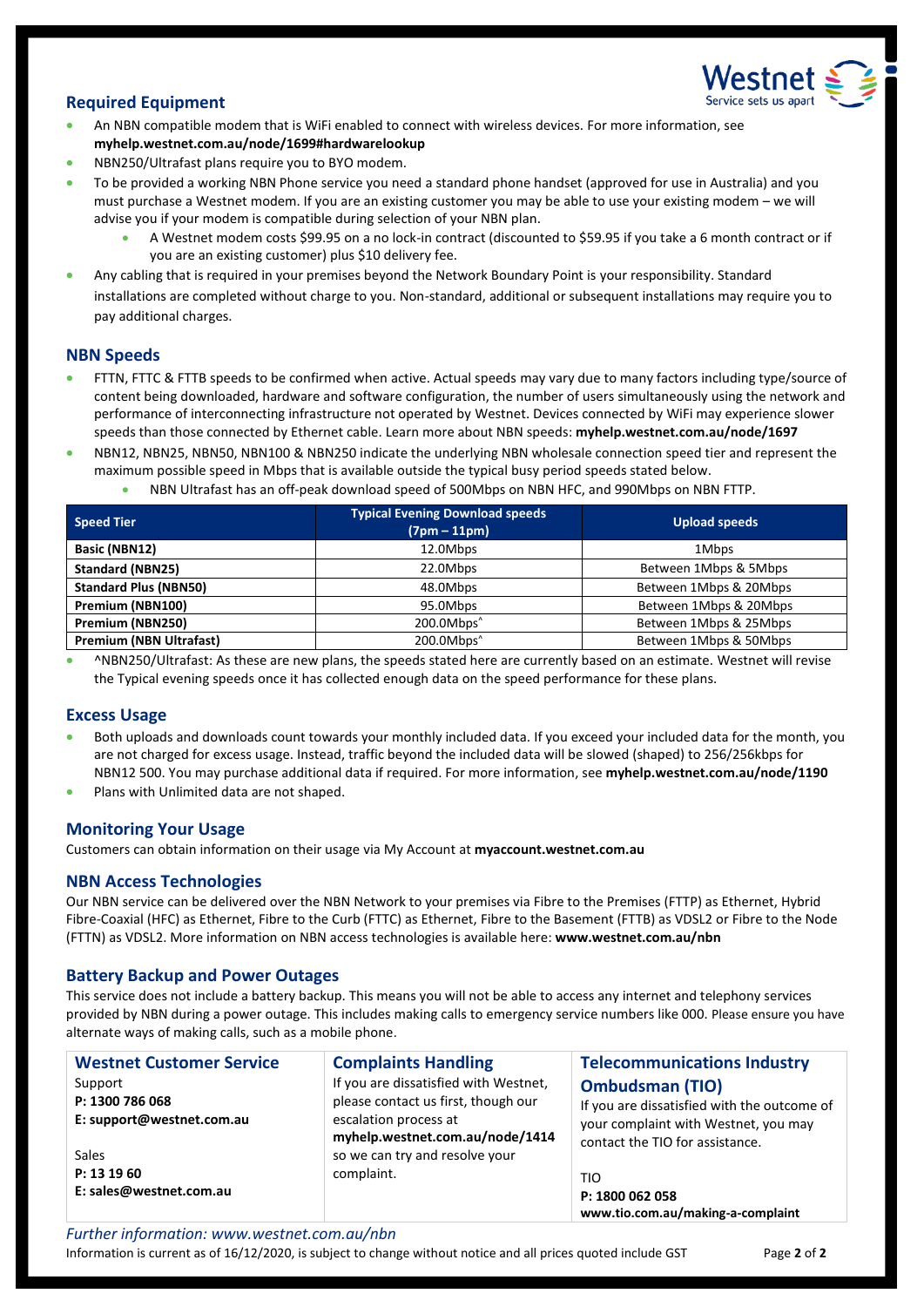## Required Equipment

- An NBN compatible modem that is WiFi enabled to connect with wireless devices. For more information, see **myhelp.westnet.com.au/node/1699#hardwarelookup**
- NBN250/Ultrafast plans require you to BYO modem.
- To be provided a working NBN Phone service you need a standard phone handset (approved for use in Australia) and you must purchase a Westnet modem. If you are an existing customer you may be able to use your existing modem – we will advise you if your modem is compatible during selection of your NBN plan.
    - A Westnet modem costs $99.95 on a no lock-in contract (discounted to $59.95 if you take a 6 month contract or if you are an existing customer) plus $10 delivery fee.
- Any cabling that is required in your premises beyond the Network Boundary Point is your responsibility. Standard installations are completed without charge to you. Non-standard, additional or subsequent installations may require you to pay additional charges.

## NBN Speeds

- FTTN, FTTC & FTTB speeds to be confirmed when active. Actual speeds may vary due to many factors including type/source of content being downloaded, hardware and software configuration, the number of users simultaneously using the network and performance of interconnecting infrastructure not operated by Westnet. Devices connected by WiFi may experience slower speeds than those connected by Ethernet cable. Learn more about NBN speeds: **myhelp.westnet.com.au/node/1697**
- NBN12, NBN25, NBN50, NBN100 & NBN250 indicate the underlying NBN wholesale connection speed tier and represent the maximum possible speed in Mbps that is available outside the typical busy period speeds stated below.
    - NBN Ultrafast has an off-peak download speed of 500Mbps on NBN HFC, and 990Mbps on NBN FTTP.

| Speed Tier | Typical Evening Download speeds (7pm – 11pm) | Upload speeds |
|---|---|---|
| **Basic (NBN12)** | 12.0Mbps | 1Mbps |
| **Standard (NBN25)** | 22.0Mbps | Between 1Mbps & 5Mbps |
| **Standard Plus (NBN50)** | 48.0Mbps | Between 1Mbps & 20Mbps |
| **Premium (NBN100)** | 95.0Mbps | Between 1Mbps & 20Mbps |
| **Premium (NBN250)** | 200.0Mbps^ | Between 1Mbps & 25Mbps |
| **Premium (NBN Ultrafast)** | 200.0Mbps^ | Between 1Mbps & 50Mbps |

- ^NBN250/Ultrafast: As these are new plans, the speeds stated here are currently based on an estimate. Westnet will revise the Typical evening speeds once it has collected enough data on the speed performance for these plans.

## Excess Usage

- Both uploads and downloads count towards your monthly included data. If you exceed your included data for the month, you are not charged for excess usage. Instead, traffic beyond the included data will be slowed (shaped) to 256/256kbps for NBN12 500. You may purchase additional data if required. For more information, see **myhelp.westnet.com.au/node/1190**
- Plans with Unlimited data are not shaped.

## Monitoring Your Usage

Customers can obtain information on their usage via My Account at **myaccount.westnet.com.au**

## NBN Access Technologies

Our NBN service can be delivered over the NBN Network to your premises via Fibre to the Premises (FTTP) as Ethernet, Hybrid Fibre-Coaxial (HFC) as Ethernet, Fibre to the Curb (FTTC) as Ethernet, Fibre to the Basement (FTTB) as VDSL2 or Fibre to the Node (FTTN) as VDSL2. More information on NBN access technologies is available here: **www.westnet.com.au/nbn**

## Battery Backup and Power Outages

This service does not include a battery backup. This means you will not be able to access any internet and telephony services provided by NBN during a power outage. This includes making calls to emergency service numbers like 000. Please ensure you have alternate ways of making calls, such as a mobile phone.

### Westnet Customer Service

Support
**P: 1300 786 068**
**E: support@westnet.com.au**

Sales
**P: 13 19 60**
**E: sales@westnet.com.au**

### Complaints Handling

If you are dissatisfied with Westnet, please contact us first, though our escalation process at **myhelp.westnet.com.au/node/1414** so we can try and resolve your complaint.

### Telecommunications Industry Ombudsman (TIO)

If you are dissatisfied with the outcome of your complaint with Westnet, you may contact the TIO for assistance.

TIO
**P: 1800 062 058**
**www.tio.com.au/making-a-complaint**

*Further information: www.westnet.com.au/nbn*

Information is current as of 16/12/2020, is subject to change without notice and all prices quoted include GST